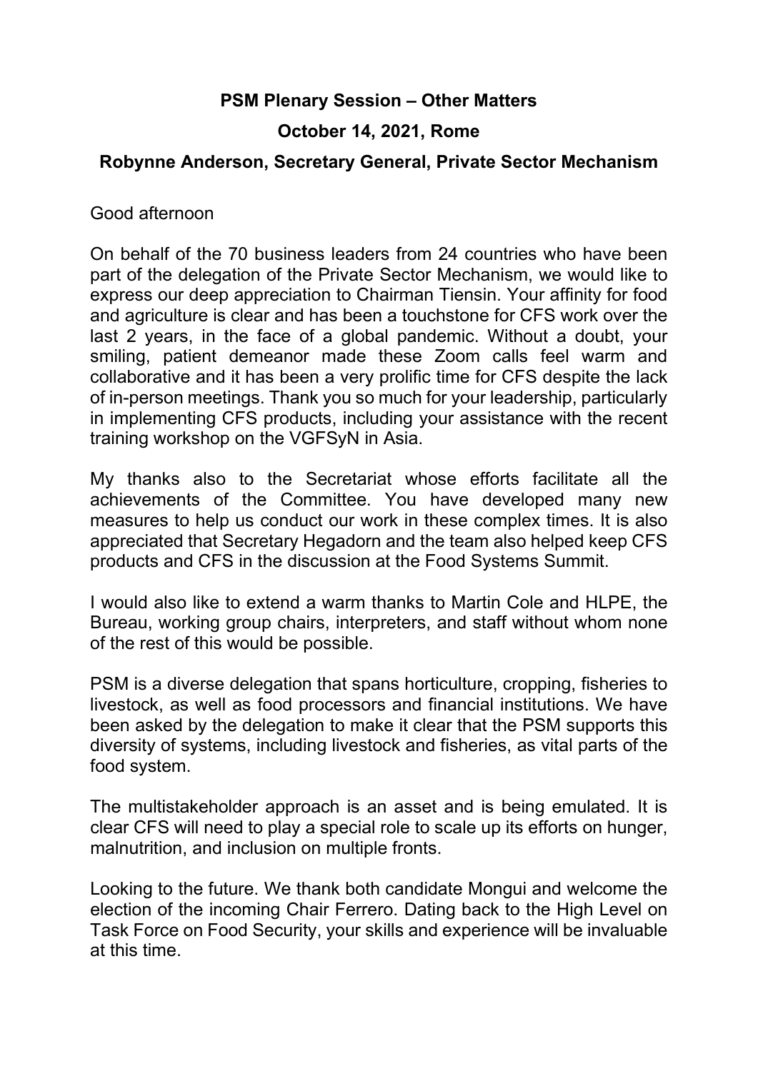**PSM Plenary Session – Other Matters**

**October 14, 2021, Rome**

**Robynne Anderson, Secretary General, Private Sector Mechanism**

Good afternoon

On behalf of the 70 business leaders from 24 countries who have been part of the delegation of the Private Sector Mechanism, we would like to express our deep appreciation to Chairman Tiensin. Your affinity for food and agriculture is clear and has been a touchstone for CFS work over the last 2 years, in the face of a global pandemic. Without a doubt, your smiling, patient demeanor made these Zoom calls feel warm and collaborative and it has been a very prolific time for CFS despite the lack of in-person meetings. Thank you so much for your leadership, particularly in implementing CFS products, including your assistance with the recent training workshop on the VGFSyN in Asia.

My thanks also to the Secretariat whose efforts facilitate all the achievements of the Committee. You have developed many new measures to help us conduct our work in these complex times. It is also appreciated that Secretary Hegadorn and the team also helped keep CFS products and CFS in the discussion at the Food Systems Summit.

I would also like to extend a warm thanks to Martin Cole and HLPE, the Bureau, working group chairs, interpreters, and staff without whom none of the rest of this would be possible.

PSM is a diverse delegation that spans horticulture, cropping, fisheries to livestock, as well as food processors and financial institutions. We have been asked by the delegation to make it clear that the PSM supports this diversity of systems, including livestock and fisheries, as vital parts of the food system.

The multistakeholder approach is an asset and is being emulated. It is clear CFS will need to play a special role to scale up its efforts on hunger, malnutrition, and inclusion on multiple fronts.

Looking to the future. We thank both candidate Mongui and welcome the election of the incoming Chair Ferrero. Dating back to the High Level on Task Force on Food Security, your skills and experience will be invaluable at this time.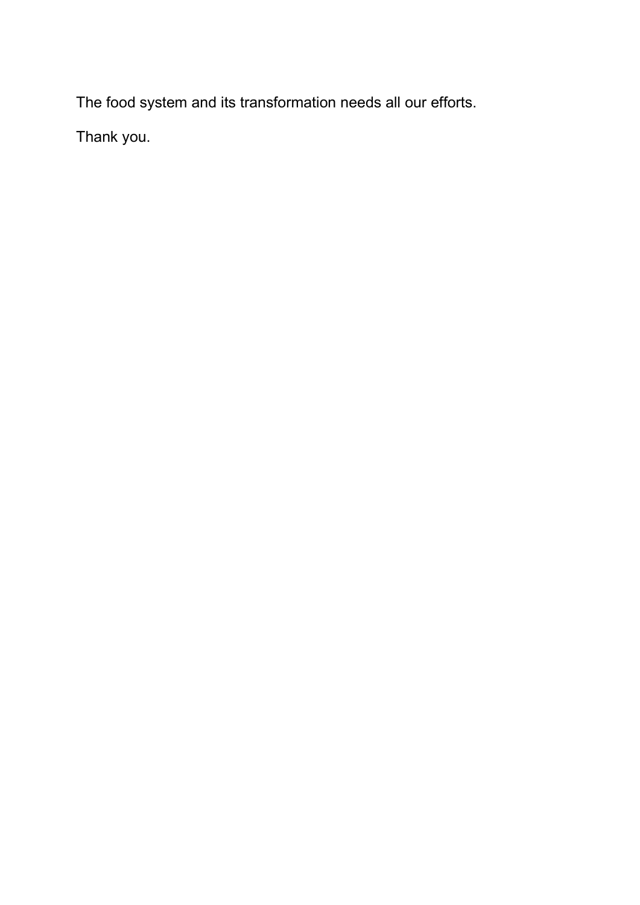The food system and its transformation needs all our efforts.

Thank you.